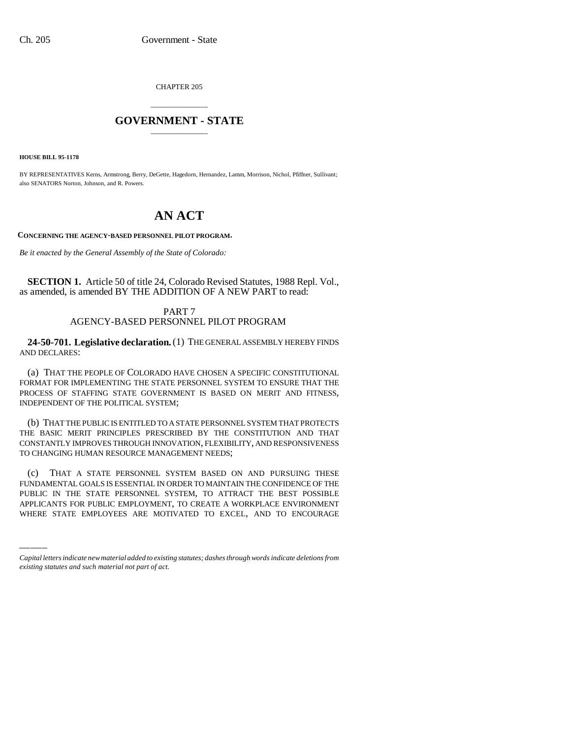CHAPTER 205

# GOVERNMENT - STATE

**HOUSE BILL 95-1178**

BY REPRESENTATIVES Kerns, Armstrong, Berry, DeGette, Hagedorn, Hernandez, Lamm, Morrison, Nichol, Pfiffner, Sullivant; also SENATORS Norton, Johnson, and R. Powers.

# AN ACT

**CONCERNING THE AGENCY-BASED PERSONNEL PILOT PROGRAM.**

*Be it enacted by the General Assembly of the State of Colorado:*

**SECTION 1.** Article 50 of title 24, Colorado Revised Statutes, 1988 Repl. Vol., as amended, is amended BY THE ADDITION OF A NEW PART to read:

## PART 7
## AGENCY-BASED PERSONNEL PILOT PROGRAM

**24-50-701. Legislative declaration.** (1) THE GENERAL ASSEMBLY HEREBY FINDS AND DECLARES:

(a) THAT THE PEOPLE OF COLORADO HAVE CHOSEN A SPECIFIC CONSTITUTIONAL FORMAT FOR IMPLEMENTING THE STATE PERSONNEL SYSTEM TO ENSURE THAT THE PROCESS OF STAFFING STATE GOVERNMENT IS BASED ON MERIT AND FITNESS, INDEPENDENT OF THE POLITICAL SYSTEM;

(b) THAT THE PUBLIC IS ENTITLED TO A STATE PERSONNEL SYSTEM THAT PROTECTS THE BASIC MERIT PRINCIPLES PRESCRIBED BY THE CONSTITUTION AND THAT CONSTANTLY IMPROVES THROUGH INNOVATION, FLEXIBILITY, AND RESPONSIVENESS TO CHANGING HUMAN RESOURCE MANAGEMENT NEEDS;

(c) THAT A STATE PERSONNEL SYSTEM BASED ON AND PURSUING THESE FUNDAMENTAL GOALS IS ESSENTIAL IN ORDER TO MAINTAIN THE CONFIDENCE OF THE PUBLIC IN THE STATE PERSONNEL SYSTEM, TO ATTRACT THE BEST POSSIBLE APPLICANTS FOR PUBLIC EMPLOYMENT, TO CREATE A WORKPLACE ENVIRONMENT WHERE STATE EMPLOYEES ARE MOTIVATED TO EXCEL, AND TO ENCOURAGE

*Capital letters indicate new material added to existing statutes; dashes through words indicate deletions from existing statutes and such material not part of act.*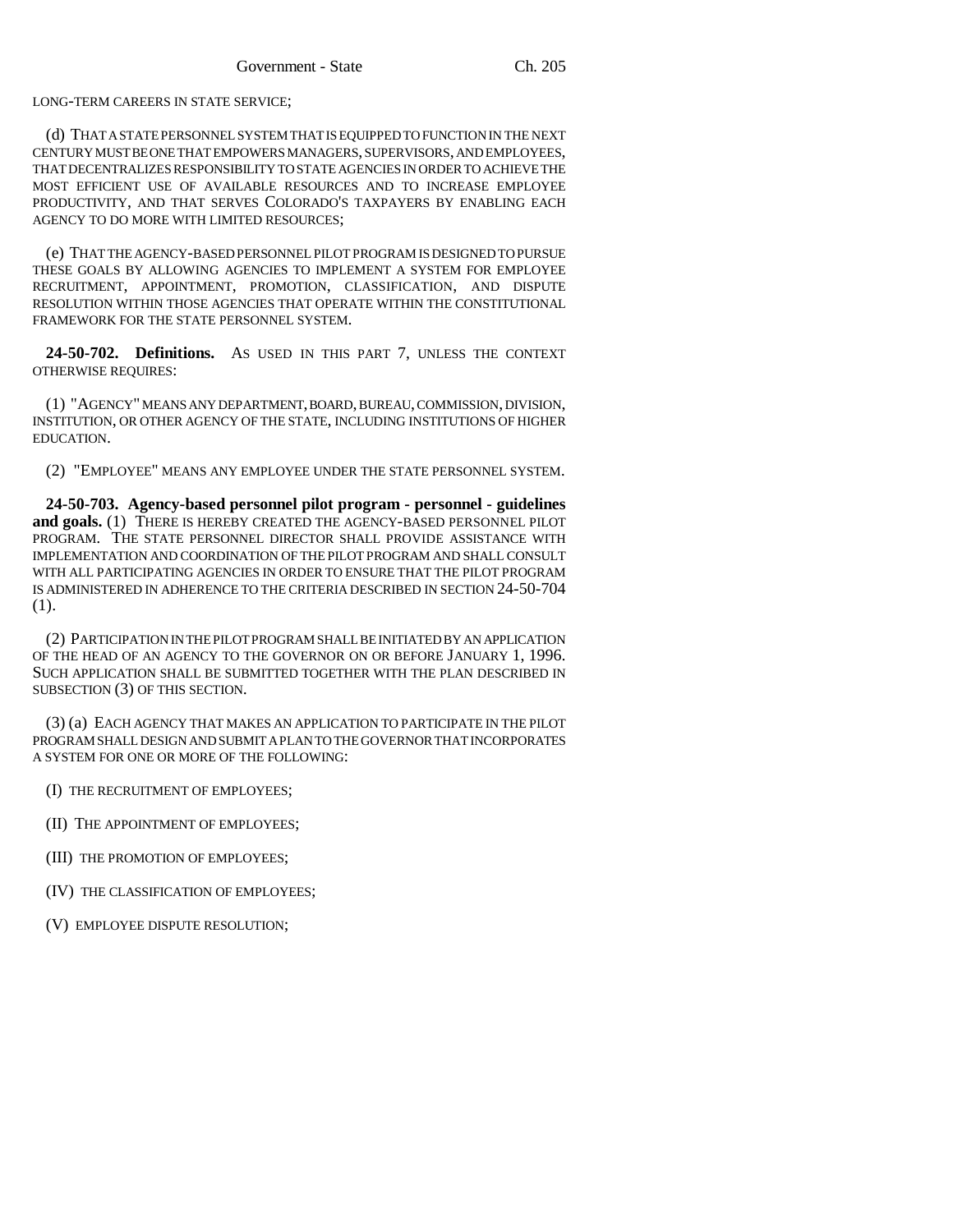LONG-TERM CAREERS IN STATE SERVICE;

(d) THAT A STATE PERSONNEL SYSTEM THAT IS EQUIPPED TO FUNCTION IN THE NEXT CENTURY MUST BE ONE THAT EMPOWERS MANAGERS, SUPERVISORS, AND EMPLOYEES, THAT DECENTRALIZES RESPONSIBILITY TO STATE AGENCIES IN ORDER TO ACHIEVE THE MOST EFFICIENT USE OF AVAILABLE RESOURCES AND TO INCREASE EMPLOYEE PRODUCTIVITY, AND THAT SERVES COLORADO'S TAXPAYERS BY ENABLING EACH AGENCY TO DO MORE WITH LIMITED RESOURCES;

(e) THAT THE AGENCY-BASED PERSONNEL PILOT PROGRAM IS DESIGNED TO PURSUE THESE GOALS BY ALLOWING AGENCIES TO IMPLEMENT A SYSTEM FOR EMPLOYEE RECRUITMENT, APPOINTMENT, PROMOTION, CLASSIFICATION, AND DISPUTE RESOLUTION WITHIN THOSE AGENCIES THAT OPERATE WITHIN THE CONSTITUTIONAL FRAMEWORK FOR THE STATE PERSONNEL SYSTEM.

**24-50-702. Definitions.** AS USED IN THIS PART 7, UNLESS THE CONTEXT OTHERWISE REQUIRES:

(1) "AGENCY" MEANS ANY DEPARTMENT, BOARD, BUREAU, COMMISSION, DIVISION, INSTITUTION, OR OTHER AGENCY OF THE STATE, INCLUDING INSTITUTIONS OF HIGHER EDUCATION.

(2) "EMPLOYEE" MEANS ANY EMPLOYEE UNDER THE STATE PERSONNEL SYSTEM.

**24-50-703. Agency-based personnel pilot program - personnel - guidelines and goals.** (1) THERE IS HEREBY CREATED THE AGENCY-BASED PERSONNEL PILOT PROGRAM. THE STATE PERSONNEL DIRECTOR SHALL PROVIDE ASSISTANCE WITH IMPLEMENTATION AND COORDINATION OF THE PILOT PROGRAM AND SHALL CONSULT WITH ALL PARTICIPATING AGENCIES IN ORDER TO ENSURE THAT THE PILOT PROGRAM IS ADMINISTERED IN ADHERENCE TO THE CRITERIA DESCRIBED IN SECTION 24-50-704 (1).

(2) PARTICIPATION IN THE PILOT PROGRAM SHALL BE INITIATED BY AN APPLICATION OF THE HEAD OF AN AGENCY TO THE GOVERNOR ON OR BEFORE JANUARY 1, 1996. SUCH APPLICATION SHALL BE SUBMITTED TOGETHER WITH THE PLAN DESCRIBED IN SUBSECTION (3) OF THIS SECTION.

(3) (a) EACH AGENCY THAT MAKES AN APPLICATION TO PARTICIPATE IN THE PILOT PROGRAM SHALL DESIGN AND SUBMIT A PLAN TO THE GOVERNOR THAT INCORPORATES A SYSTEM FOR ONE OR MORE OF THE FOLLOWING:

(I) THE RECRUITMENT OF EMPLOYEES;

(II) THE APPOINTMENT OF EMPLOYEES;

(III) THE PROMOTION OF EMPLOYEES;

(IV) THE CLASSIFICATION OF EMPLOYEES;

(V) EMPLOYEE DISPUTE RESOLUTION;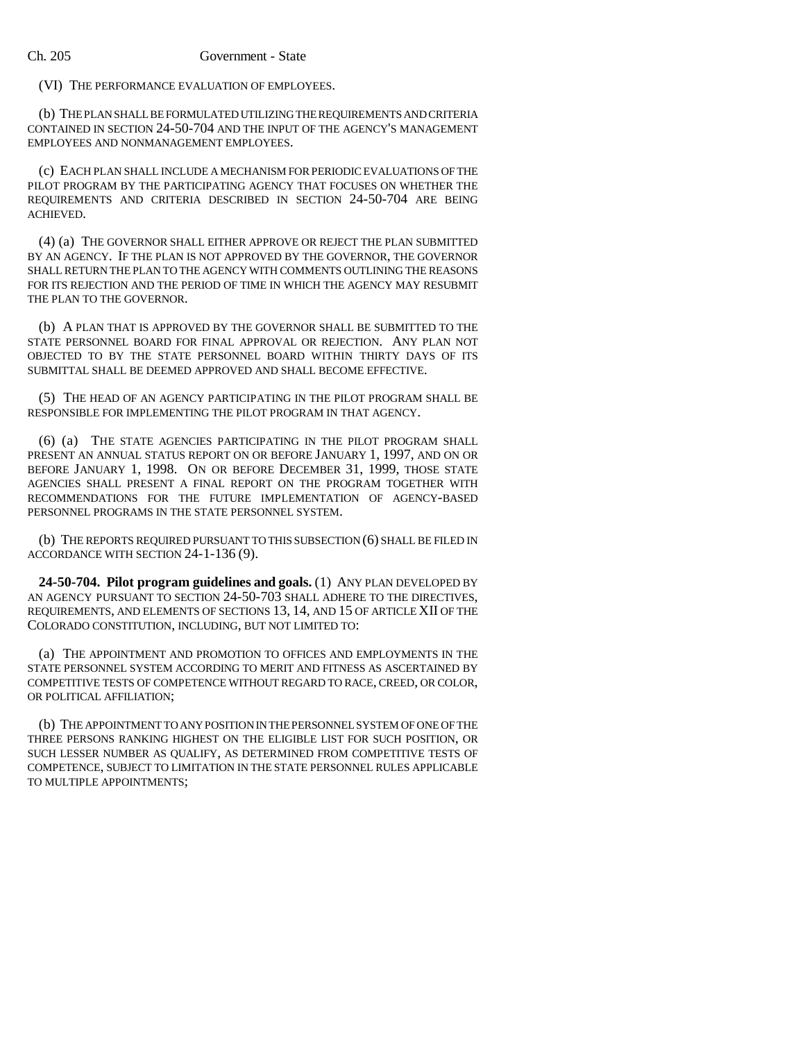(VI) THE PERFORMANCE EVALUATION OF EMPLOYEES.

(b) THE PLAN SHALL BE FORMULATED UTILIZING THE REQUIREMENTS AND CRITERIA CONTAINED IN SECTION 24-50-704 AND THE INPUT OF THE AGENCY'S MANAGEMENT EMPLOYEES AND NONMANAGEMENT EMPLOYEES.

(c) EACH PLAN SHALL INCLUDE A MECHANISM FOR PERIODIC EVALUATIONS OF THE PILOT PROGRAM BY THE PARTICIPATING AGENCY THAT FOCUSES ON WHETHER THE REQUIREMENTS AND CRITERIA DESCRIBED IN SECTION 24-50-704 ARE BEING ACHIEVED.

(4) (a) THE GOVERNOR SHALL EITHER APPROVE OR REJECT THE PLAN SUBMITTED BY AN AGENCY. IF THE PLAN IS NOT APPROVED BY THE GOVERNOR, THE GOVERNOR SHALL RETURN THE PLAN TO THE AGENCY WITH COMMENTS OUTLINING THE REASONS FOR ITS REJECTION AND THE PERIOD OF TIME IN WHICH THE AGENCY MAY RESUBMIT THE PLAN TO THE GOVERNOR.

(b) A PLAN THAT IS APPROVED BY THE GOVERNOR SHALL BE SUBMITTED TO THE STATE PERSONNEL BOARD FOR FINAL APPROVAL OR REJECTION. ANY PLAN NOT OBJECTED TO BY THE STATE PERSONNEL BOARD WITHIN THIRTY DAYS OF ITS SUBMITTAL SHALL BE DEEMED APPROVED AND SHALL BECOME EFFECTIVE.

(5) THE HEAD OF AN AGENCY PARTICIPATING IN THE PILOT PROGRAM SHALL BE RESPONSIBLE FOR IMPLEMENTING THE PILOT PROGRAM IN THAT AGENCY.

(6) (a) THE STATE AGENCIES PARTICIPATING IN THE PILOT PROGRAM SHALL PRESENT AN ANNUAL STATUS REPORT ON OR BEFORE JANUARY 1, 1997, AND ON OR BEFORE JANUARY 1, 1998. ON OR BEFORE DECEMBER 31, 1999, THOSE STATE AGENCIES SHALL PRESENT A FINAL REPORT ON THE PROGRAM TOGETHER WITH RECOMMENDATIONS FOR THE FUTURE IMPLEMENTATION OF AGENCY-BASED PERSONNEL PROGRAMS IN THE STATE PERSONNEL SYSTEM.

(b) THE REPORTS REQUIRED PURSUANT TO THIS SUBSECTION (6) SHALL BE FILED IN ACCORDANCE WITH SECTION 24-1-136 (9).

**24-50-704. Pilot program guidelines and goals.** (1) ANY PLAN DEVELOPED BY AN AGENCY PURSUANT TO SECTION 24-50-703 SHALL ADHERE TO THE DIRECTIVES, REQUIREMENTS, AND ELEMENTS OF SECTIONS 13, 14, AND 15 OF ARTICLE XII OF THE COLORADO CONSTITUTION, INCLUDING, BUT NOT LIMITED TO:

(a) THE APPOINTMENT AND PROMOTION TO OFFICES AND EMPLOYMENTS IN THE STATE PERSONNEL SYSTEM ACCORDING TO MERIT AND FITNESS AS ASCERTAINED BY COMPETITIVE TESTS OF COMPETENCE WITHOUT REGARD TO RACE, CREED, OR COLOR, OR POLITICAL AFFILIATION;

(b) THE APPOINTMENT TO ANY POSITION IN THE PERSONNEL SYSTEM OF ONE OF THE THREE PERSONS RANKING HIGHEST ON THE ELIGIBLE LIST FOR SUCH POSITION, OR SUCH LESSER NUMBER AS QUALIFY, AS DETERMINED FROM COMPETITIVE TESTS OF COMPETENCE, SUBJECT TO LIMITATION IN THE STATE PERSONNEL RULES APPLICABLE TO MULTIPLE APPOINTMENTS;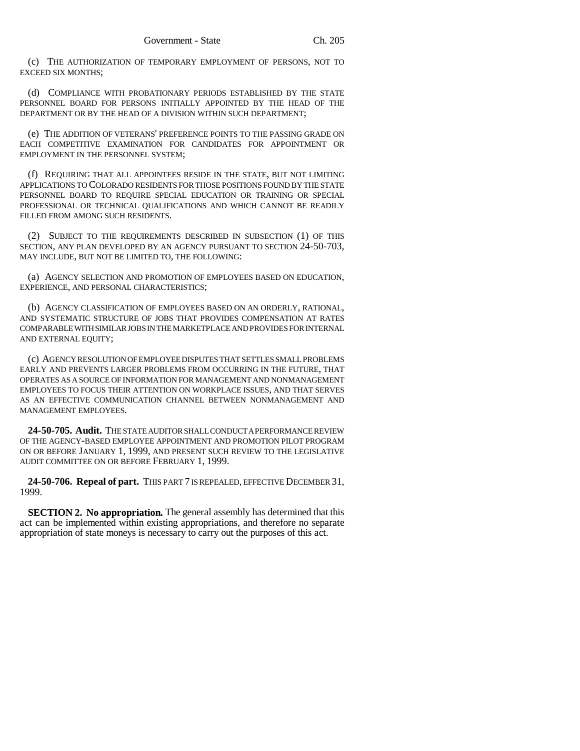(c) THE AUTHORIZATION OF TEMPORARY EMPLOYMENT OF PERSONS, NOT TO EXCEED SIX MONTHS;

(d) COMPLIANCE WITH PROBATIONARY PERIODS ESTABLISHED BY THE STATE PERSONNEL BOARD FOR PERSONS INITIALLY APPOINTED BY THE HEAD OF THE DEPARTMENT OR BY THE HEAD OF A DIVISION WITHIN SUCH DEPARTMENT;

(e) THE ADDITION OF VETERANS' PREFERENCE POINTS TO THE PASSING GRADE ON EACH COMPETITIVE EXAMINATION FOR CANDIDATES FOR APPOINTMENT OR EMPLOYMENT IN THE PERSONNEL SYSTEM;

(f) REQUIRING THAT ALL APPOINTEES RESIDE IN THE STATE, BUT NOT LIMITING APPLICATIONS TO COLORADO RESIDENTS FOR THOSE POSITIONS FOUND BY THE STATE PERSONNEL BOARD TO REQUIRE SPECIAL EDUCATION OR TRAINING OR SPECIAL PROFESSIONAL OR TECHNICAL QUALIFICATIONS AND WHICH CANNOT BE READILY FILLED FROM AMONG SUCH RESIDENTS.

(2) SUBJECT TO THE REQUIREMENTS DESCRIBED IN SUBSECTION (1) OF THIS SECTION, ANY PLAN DEVELOPED BY AN AGENCY PURSUANT TO SECTION 24-50-703, MAY INCLUDE, BUT NOT BE LIMITED TO, THE FOLLOWING:

(a) AGENCY SELECTION AND PROMOTION OF EMPLOYEES BASED ON EDUCATION, EXPERIENCE, AND PERSONAL CHARACTERISTICS;

(b) AGENCY CLASSIFICATION OF EMPLOYEES BASED ON AN ORDERLY, RATIONAL, AND SYSTEMATIC STRUCTURE OF JOBS THAT PROVIDES COMPENSATION AT RATES COMPARABLE WITH SIMILAR JOBS IN THE MARKETPLACE AND PROVIDES FOR INTERNAL AND EXTERNAL EQUITY;

(c) AGENCY RESOLUTION OF EMPLOYEE DISPUTES THAT SETTLES SMALL PROBLEMS EARLY AND PREVENTS LARGER PROBLEMS FROM OCCURRING IN THE FUTURE, THAT OPERATES AS A SOURCE OF INFORMATION FOR MANAGEMENT AND NONMANAGEMENT EMPLOYEES TO FOCUS THEIR ATTENTION ON WORKPLACE ISSUES, AND THAT SERVES AS AN EFFECTIVE COMMUNICATION CHANNEL BETWEEN NONMANAGEMENT AND MANAGEMENT EMPLOYEES.

**24-50-705. Audit.** THE STATE AUDITOR SHALL CONDUCT A PERFORMANCE REVIEW OF THE AGENCY-BASED EMPLOYEE APPOINTMENT AND PROMOTION PILOT PROGRAM ON OR BEFORE JANUARY 1, 1999, AND PRESENT SUCH REVIEW TO THE LEGISLATIVE AUDIT COMMITTEE ON OR BEFORE FEBRUARY 1, 1999.

**24-50-706. Repeal of part.** THIS PART 7 IS REPEALED, EFFECTIVE DECEMBER 31, 1999.

**SECTION 2. No appropriation.** The general assembly has determined that this act can be implemented within existing appropriations, and therefore no separate appropriation of state moneys is necessary to carry out the purposes of this act.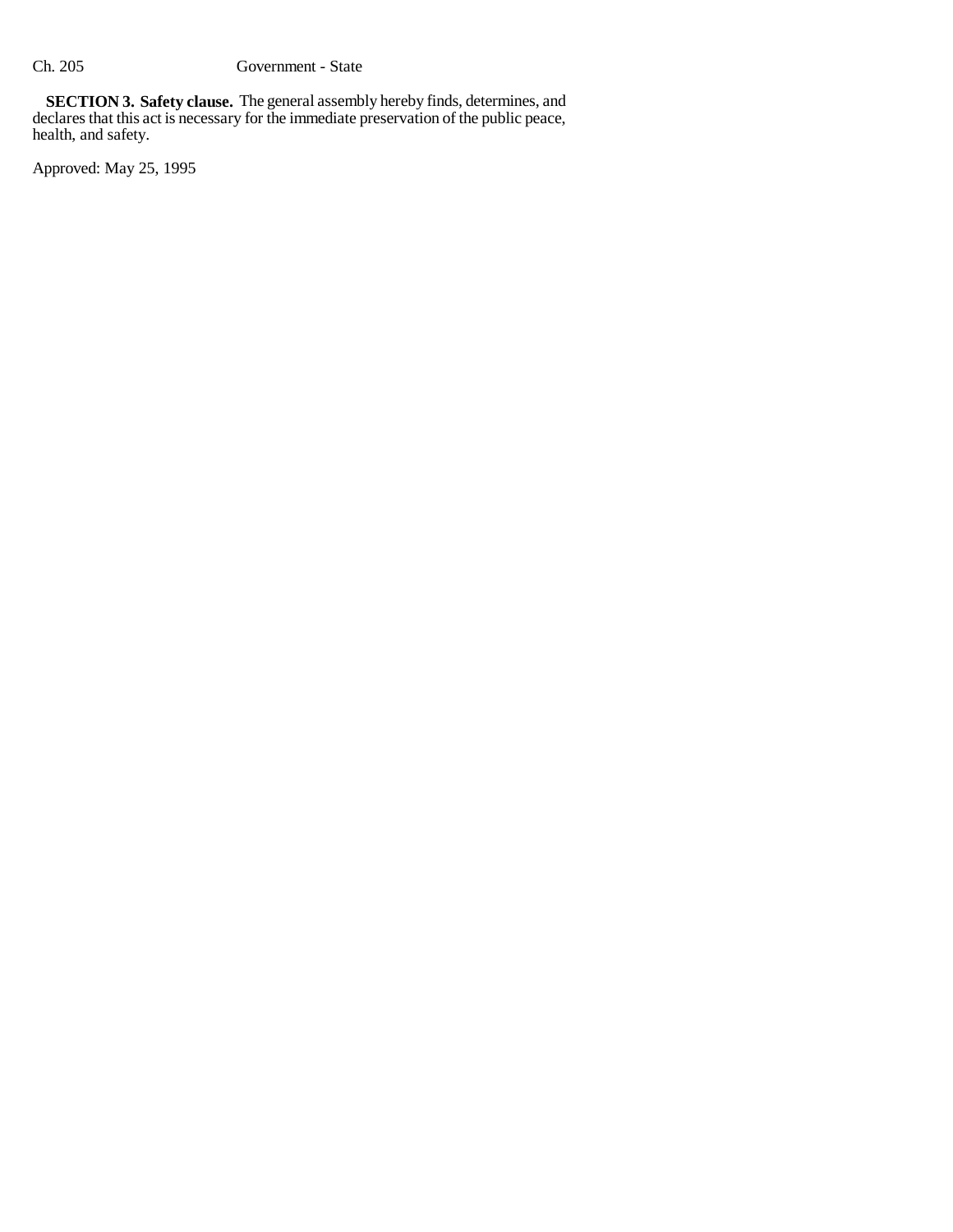**SECTION 3. Safety clause.** The general assembly hereby finds, determines, and declares that this act is necessary for the immediate preservation of the public peace, health, and safety.

Approved: May 25, 1995